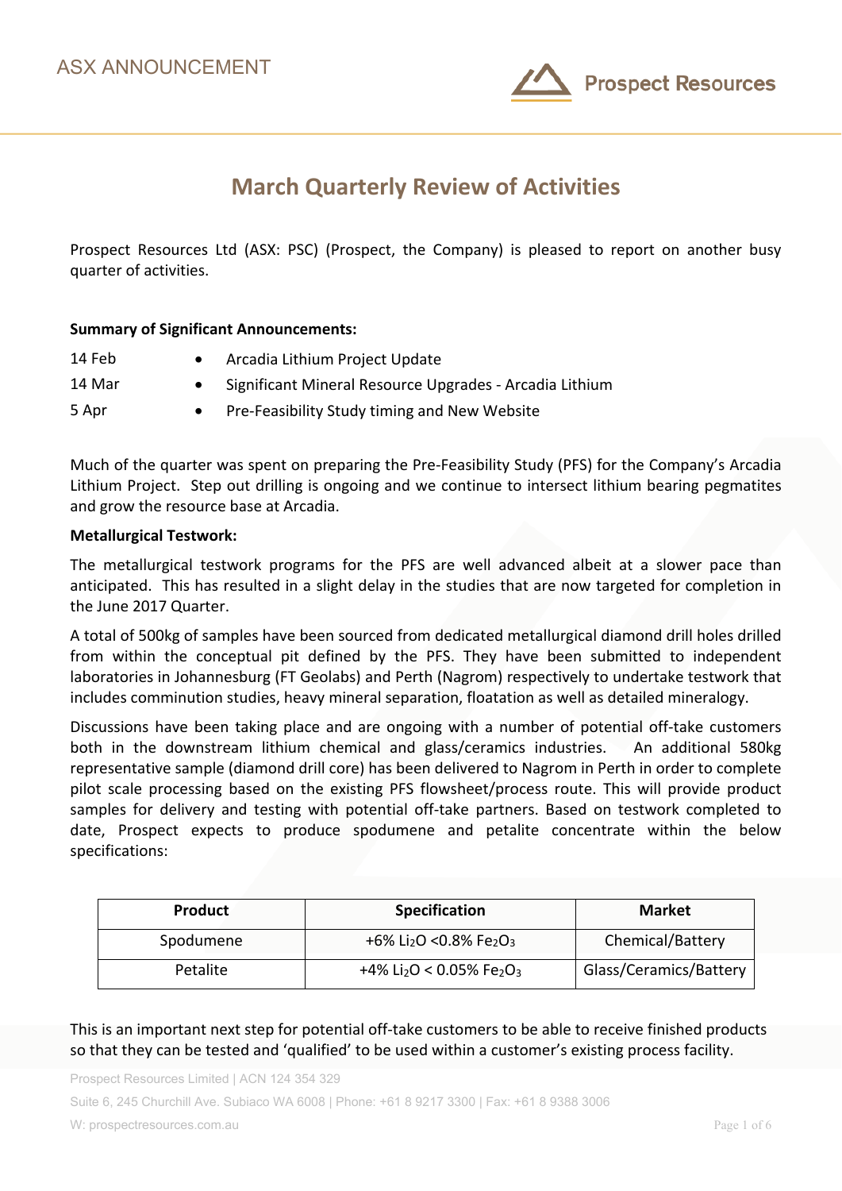ASX ANNOUNCEMENT

Prospect Resources

# March Quarterly Review of Activities

Prospect Resources Ltd (ASX: PSC) (Prospect, the Company) is pleased to report on another busy quarter of activities.

**Summary of Significant Announcements:**

- 14 Feb — Arcadia Lithium Project Update
- 14 Mar — Significant Mineral Resource Upgrades - Arcadia Lithium
- 5 Apr — Pre-Feasibility Study timing and New Website

Much of the quarter was spent on preparing the Pre-Feasibility Study (PFS) for the Company's Arcadia Lithium Project. Step out drilling is ongoing and we continue to intersect lithium bearing pegmatites and grow the resource base at Arcadia.

**Metallurgical Testwork:**

The metallurgical testwork programs for the PFS are well advanced albeit at a slower pace than anticipated. This has resulted in a slight delay in the studies that are now targeted for completion in the June 2017 Quarter.

A total of 500kg of samples have been sourced from dedicated metallurgical diamond drill holes drilled from within the conceptual pit defined by the PFS. They have been submitted to independent laboratories in Johannesburg (FT Geolabs) and Perth (Nagrom) respectively to undertake testwork that includes comminution studies, heavy mineral separation, floatation as well as detailed mineralogy.

Discussions have been taking place and are ongoing with a number of potential off-take customers both in the downstream lithium chemical and glass/ceramics industries. An additional 580kg representative sample (diamond drill core) has been delivered to Nagrom in Perth in order to complete pilot scale processing based on the existing PFS flowsheet/process route. This will provide product samples for delivery and testing with potential off-take partners. Based on testwork completed to date, Prospect expects to produce spodumene and petalite concentrate within the below specifications:

| Product | Specification | Market |
|---|---|---|
| Spodumene | +6% $Li_2O$ <0.8% $Fe_2O_3$ | Chemical/Battery |
| Petalite | +4% $Li_2O$ < 0.05% $Fe_2O_3$ | Glass/Ceramics/Battery |

This is an important next step for potential off-take customers to be able to receive finished products so that they can be tested and 'qualified' to be used within a customer's existing process facility.

Prospect Resources Limited | ACN 124 354 329

Suite 6, 245 Churchill Ave. Subiaco WA 6008 | Phone: +61 8 9217 3300 | Fax: +61 8 9388 3006

W: prospectresources.com.au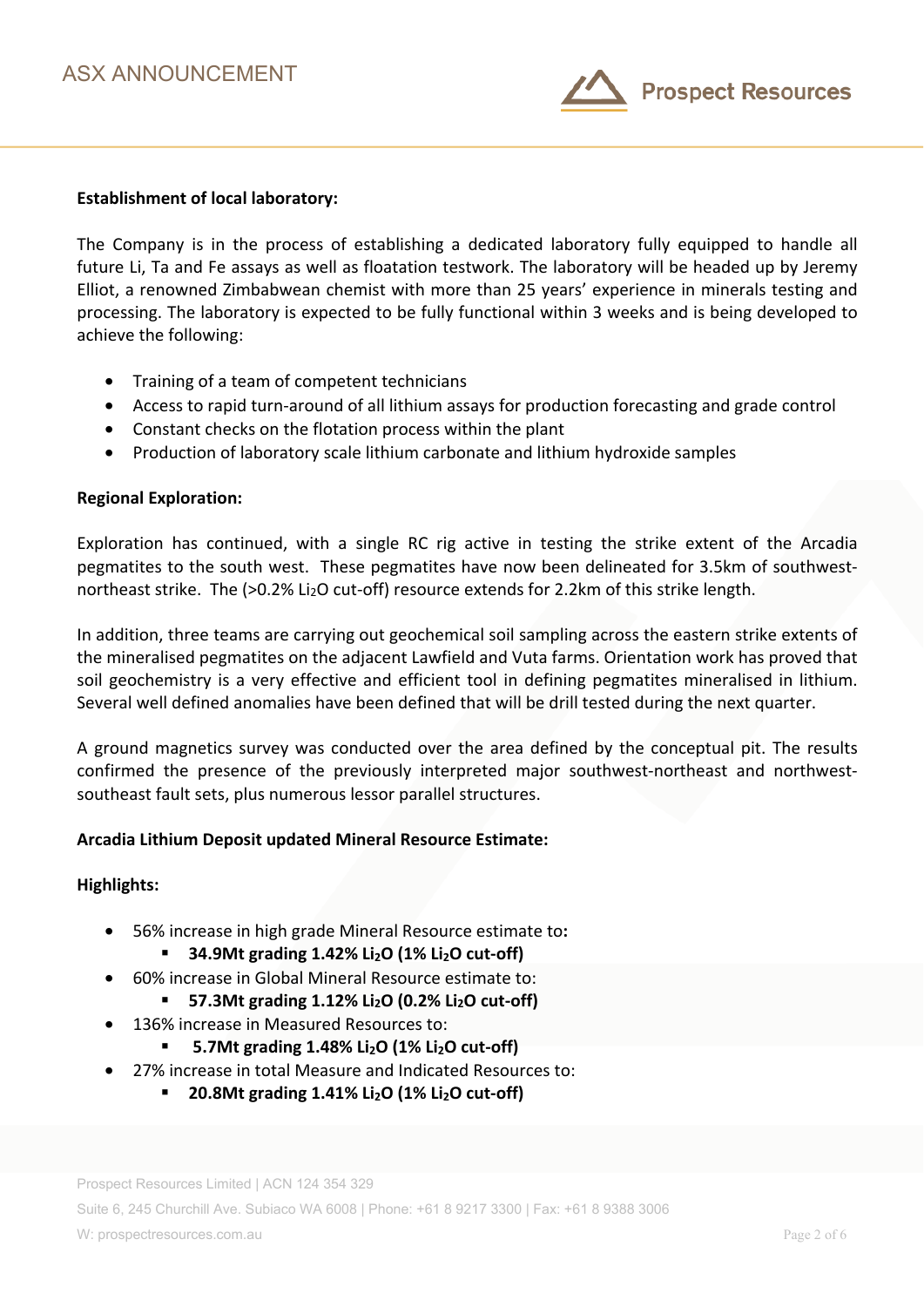**Establishment of local laboratory:**

The Company is in the process of establishing a dedicated laboratory fully equipped to handle all future Li, Ta and Fe assays as well as floatation testwork. The laboratory will be headed up by Jeremy Elliot, a renowned Zimbabwean chemist with more than 25 years' experience in minerals testing and processing. The laboratory is expected to be fully functional within 3 weeks and is being developed to achieve the following:

- Training of a team of competent technicians
- Access to rapid turn-around of all lithium assays for production forecasting and grade control
- Constant checks on the flotation process within the plant
- Production of laboratory scale lithium carbonate and lithium hydroxide samples

**Regional Exploration:**

Exploration has continued, with a single RC rig active in testing the strike extent of the Arcadia pegmatites to the south west. These pegmatites have now been delineated for 3.5km of southwest-northeast strike. The (>0.2% $Li_2O$ cut-off) resource extends for 2.2km of this strike length.

In addition, three teams are carrying out geochemical soil sampling across the eastern strike extents of the mineralised pegmatites on the adjacent Lawfield and Vuta farms. Orientation work has proved that soil geochemistry is a very effective and efficient tool in defining pegmatites mineralised in lithium. Several well defined anomalies have been defined that will be drill tested during the next quarter.

A ground magnetics survey was conducted over the area defined by the conceptual pit. The results confirmed the presence of the previously interpreted major southwest-northeast and northwest-southeast fault sets, plus numerous lessor parallel structures.

**Arcadia Lithium Deposit updated Mineral Resource Estimate:**

**Highlights:**

- 56% increase in high grade Mineral Resource estimate to**:**
  - **34.9Mt grading 1.42% $Li_2O$ (1% $Li_2O$ cut-off)**
- 60% increase in Global Mineral Resource estimate to:
  - **57.3Mt grading 1.12% $Li_2O$ (0.2% $Li_2O$ cut-off)**
- 136% increase in Measured Resources to:
  - **5.7Mt grading 1.48% $Li_2O$ (1% $Li_2O$ cut-off)**
- 27% increase in total Measure and Indicated Resources to:
  - **20.8Mt grading 1.41% $Li_2O$ (1% $Li_2O$ cut-off)**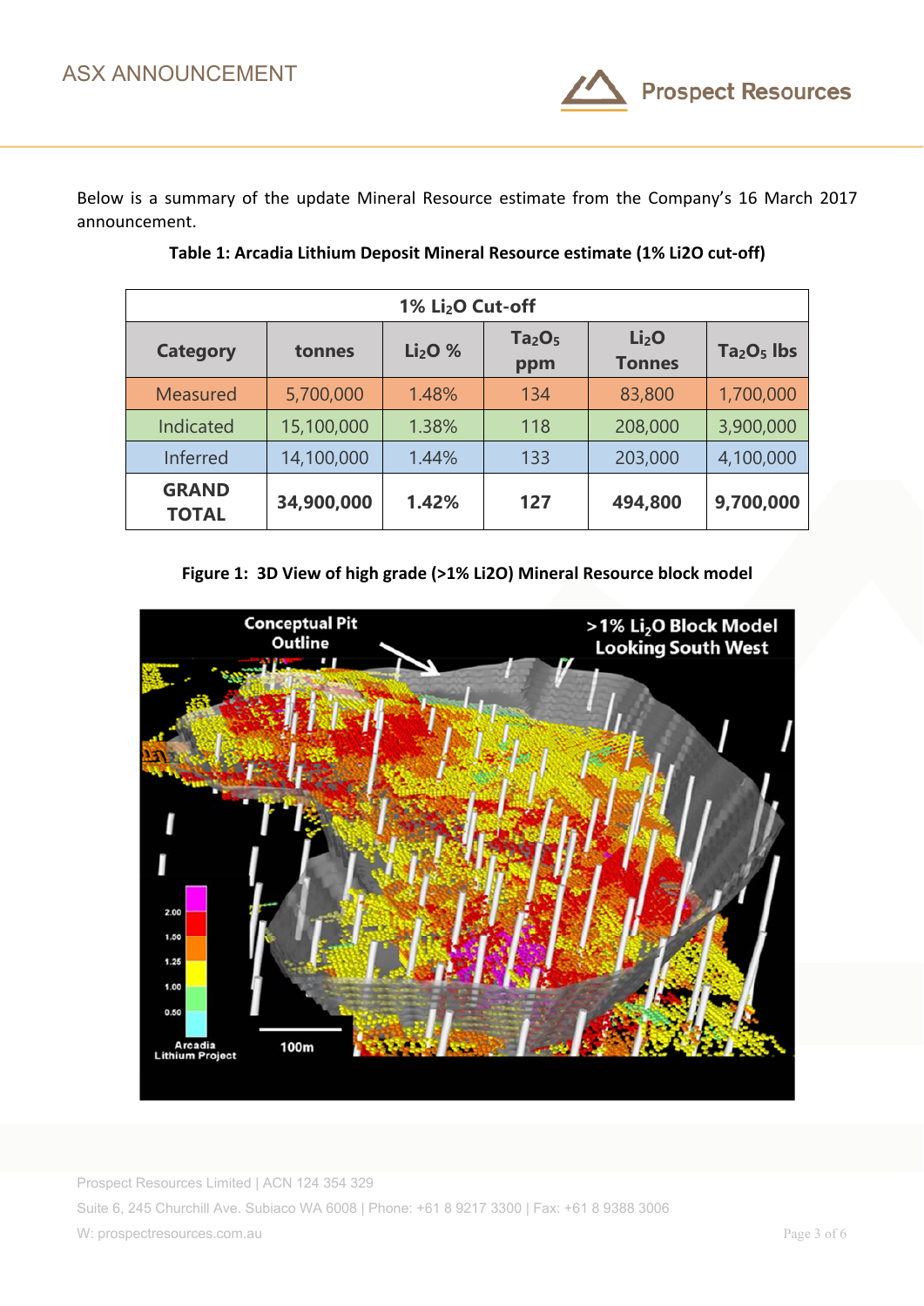Below is a summary of the update Mineral Resource estimate from the Company's 16 March 2017 announcement.

**Table 1: Arcadia Lithium Deposit Mineral Resource estimate (1% Li2O cut-off)**

| 1% $Li_2O$ Cut-off | | | | | |
|---|---|---|---|---|---|
| **Category** | **tonnes** | **$Li_2O$ %** | **$Ta_2O_5$ ppm** | **$Li_2O$ Tonnes** | **$Ta_2O_5$ lbs** |
| Measured | 5,700,000 | 1.48% | 134 | 83,800 | 1,700,000 |
| Indicated | 15,100,000 | 1.38% | 118 | 208,000 | 3,900,000 |
| Inferred | 14,100,000 | 1.44% | 133 | 203,000 | 4,100,000 |
| **GRAND TOTAL** | **34,900,000** | **1.42%** | **127** | **494,800** | **9,700,000** |

**Figure 1: 3D View of high grade (>1% Li2O) Mineral Resource block model**

Prospect Resources Limited | ACN 124 354 329

Suite 6, 245 Churchill Ave. Subiaco WA 6008 | Phone: +61 8 9217 3300 | Fax: +61 8 9388 3006

W: prospectresources.com.au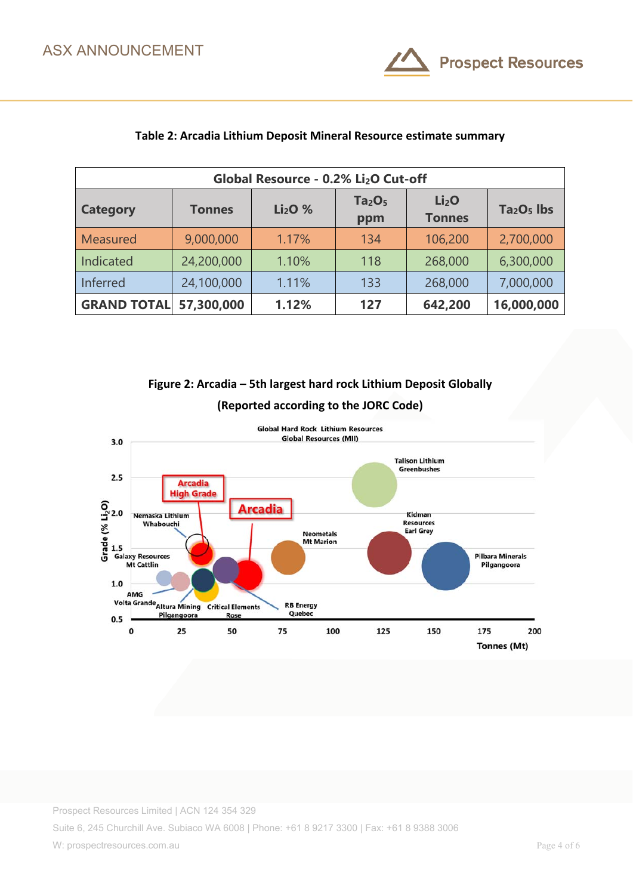**Table 2: Arcadia Lithium Deposit Mineral Resource estimate summary**

| Global Resource - 0.2% $Li_2O$ Cut-off | | | | | |
|---|---|---|---|---|---|
| **Category** | **Tonnes** | **$Li_2O$ %** | **$Ta_2O_5$ ppm** | **$Li_2O$ Tonnes** | **$Ta_2O_5$ lbs** |
| Measured | 9,000,000 | 1.17% | 134 | 106,200 | 2,700,000 |
| Indicated | 24,200,000 | 1.10% | 118 | 268,000 | 6,300,000 |
| Inferred | 24,100,000 | 1.11% | 133 | 268,000 | 7,000,000 |
| **GRAND TOTAL** | **57,300,000** | **1.12%** | **127** | **642,200** | **16,000,000** |

**Figure 2: Arcadia – 5th largest hard rock Lithium Deposit Globally**

**(Reported according to the JORC Code)**

Global Hard Rock Lithium Resources
Global Resources (MII)

Grade (% $Li_2O$) vs Tonnes (Mt)

Labels: Arcadia High Grade; Arcadia; Nemaska Lithium Whabouchi; Galaxy Resources Mt Cattlin; AMG Volta Grande; Altura Mining Pilgangoora; Critical Elements Rose; RB Energy Quebec; Neometals Mt Marion; Talison Lithium Greenbushes; Kidman Resources Earl Grey; Pilbara Minerals Pilgangoora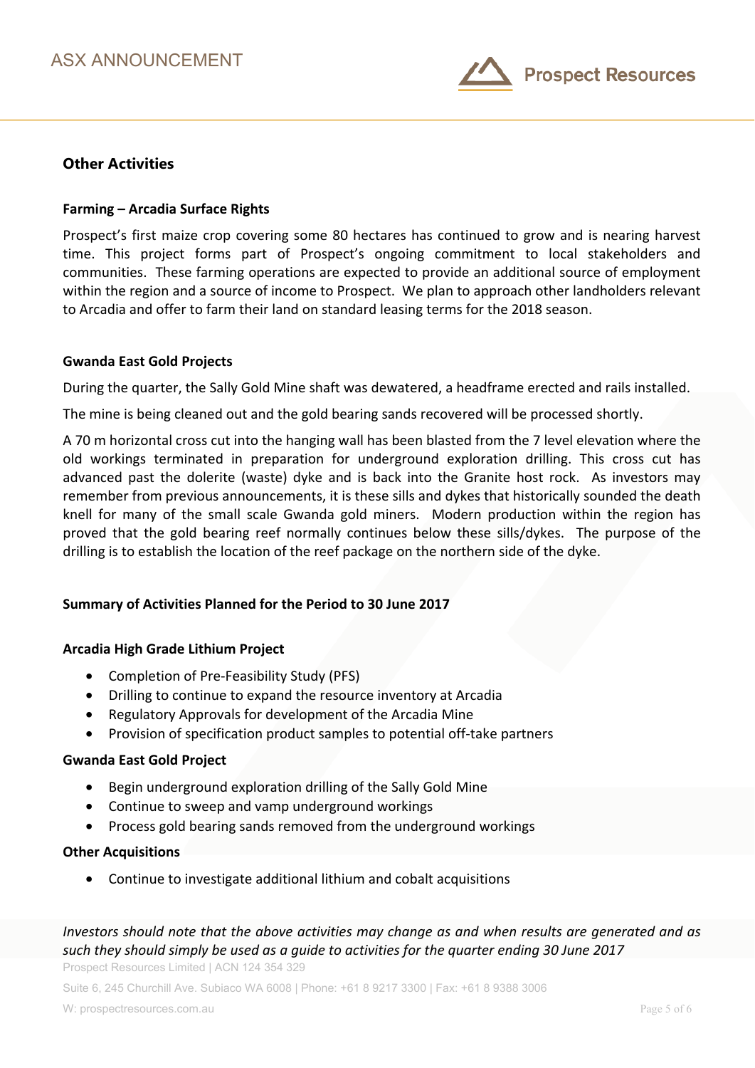## Other Activities

### Farming – Arcadia Surface Rights

Prospect's first maize crop covering some 80 hectares has continued to grow and is nearing harvest time. This project forms part of Prospect's ongoing commitment to local stakeholders and communities. These farming operations are expected to provide an additional source of employment within the region and a source of income to Prospect. We plan to approach other landholders relevant to Arcadia and offer to farm their land on standard leasing terms for the 2018 season.

### Gwanda East Gold Projects

During the quarter, the Sally Gold Mine shaft was dewatered, a headframe erected and rails installed.

The mine is being cleaned out and the gold bearing sands recovered will be processed shortly.

A 70 m horizontal cross cut into the hanging wall has been blasted from the 7 level elevation where the old workings terminated in preparation for underground exploration drilling. This cross cut has advanced past the dolerite (waste) dyke and is back into the Granite host rock. As investors may remember from previous announcements, it is these sills and dykes that historically sounded the death knell for many of the small scale Gwanda gold miners. Modern production within the region has proved that the gold bearing reef normally continues below these sills/dykes. The purpose of the drilling is to establish the location of the reef package on the northern side of the dyke.

## Summary of Activities Planned for the Period to 30 June 2017

### Arcadia High Grade Lithium Project

- Completion of Pre-Feasibility Study (PFS)
- Drilling to continue to expand the resource inventory at Arcadia
- Regulatory Approvals for development of the Arcadia Mine
- Provision of specification product samples to potential off-take partners

### Gwanda East Gold Project

- Begin underground exploration drilling of the Sally Gold Mine
- Continue to sweep and vamp underground workings
- Process gold bearing sands removed from the underground workings

### Other Acquisitions

- Continue to investigate additional lithium and cobalt acquisitions

*Investors should note that the above activities may change as and when results are generated and as such they should simply be used as a guide to activities for the quarter ending 30 June 2017*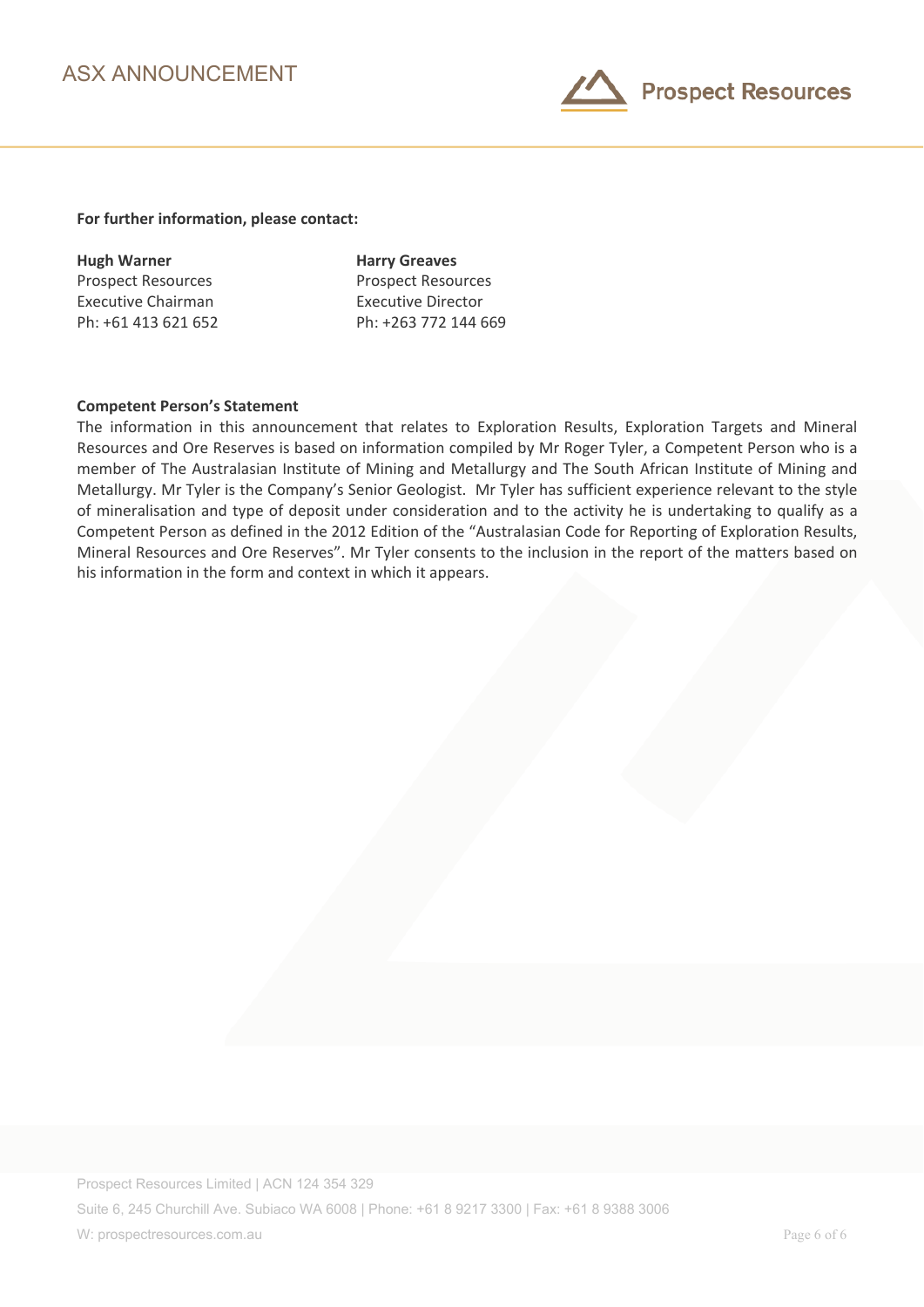**For further information, please contact:**

| | |
|---|---|
| **Hugh Warner** | **Harry Greaves** |
| Prospect Resources | Prospect Resources |
| Executive Chairman | Executive Director |
| Ph: +61 413 621 652 | Ph: +263 772 144 669 |

**Competent Person's Statement**

The information in this announcement that relates to Exploration Results, Exploration Targets and Mineral Resources and Ore Reserves is based on information compiled by Mr Roger Tyler, a Competent Person who is a member of The Australasian Institute of Mining and Metallurgy and The South African Institute of Mining and Metallurgy. Mr Tyler is the Company's Senior Geologist. Mr Tyler has sufficient experience relevant to the style of mineralisation and type of deposit under consideration and to the activity he is undertaking to qualify as a Competent Person as defined in the 2012 Edition of the "Australasian Code for Reporting of Exploration Results, Mineral Resources and Ore Reserves". Mr Tyler consents to the inclusion in the report of the matters based on his information in the form and context in which it appears.